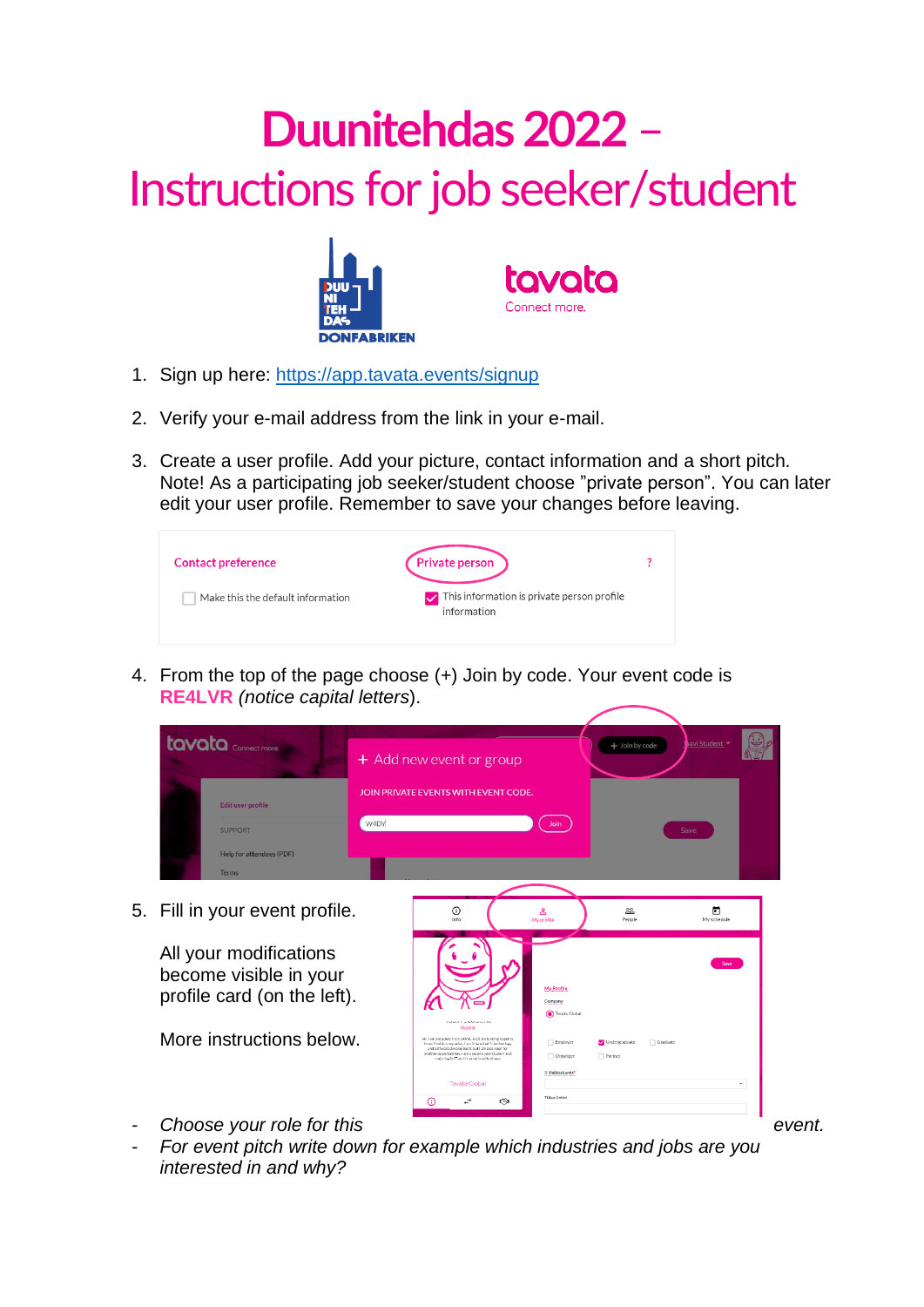# Duunitehdas 2022 – Instructions for job seeker/student

1. Sign up here: https://app.tavata.events/signup

2. Verify your e-mail address from the link in your e-mail.

3. Create a user profile. Add your picture, contact information and a short pitch. Note! As a participating job seeker/student choose "private person". You can later edit your user profile. Remember to save your changes before leaving.

4. From the top of the page choose (+) Join by code. Your event code is **RE4LVR** *(notice capital letters*).

5. Fill in your event profile.

   All your modifications become visible in your profile card (on the left).

   More instructions below.

- *Choose your role for this event.*
- *For event pitch write down for example which industries and jobs are you interested in and why?*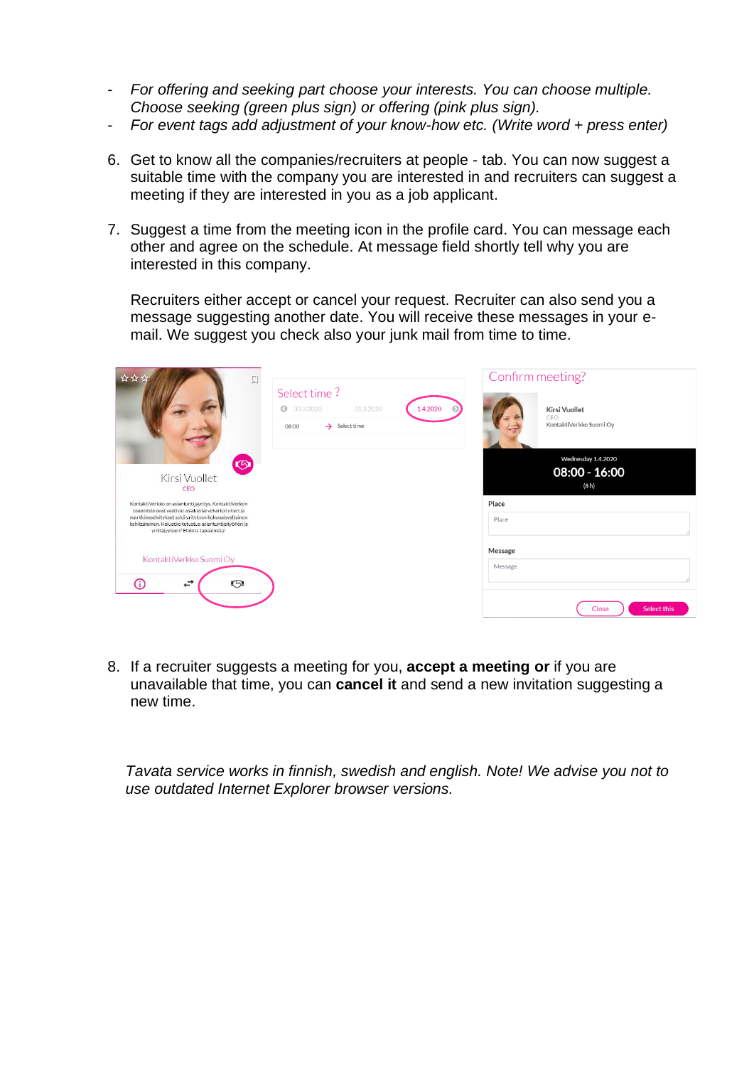- *For offering and seeking part choose your interests. You can choose multiple. Choose seeking (green plus sign) or offering (pink plus sign).*
- *For event tags add adjustment of your know-how etc. (Write word + press enter)*

6. Get to know all the companies/recruiters at people - tab. You can now suggest a suitable time with the company you are interested in and recruiters can suggest a meeting if they are interested in you as a job applicant.

7. Suggest a time from the meeting icon in the profile card. You can message each other and agree on the schedule. At message field shortly tell why you are interested in this company.

   Recruiters either accept or cancel your request. Recruiter can also send you a message suggesting another date. You will receive these messages in your e-mail. We suggest you check also your junk mail from time to time.

8. If a recruiter suggests a meeting for you, **accept a meeting or** if you are unavailable that time, you can **cancel it** and send a new invitation suggesting a new time.

*Tavata service works in finnish, swedish and english. Note! We advise you not to use outdated Internet Explorer browser versions.*